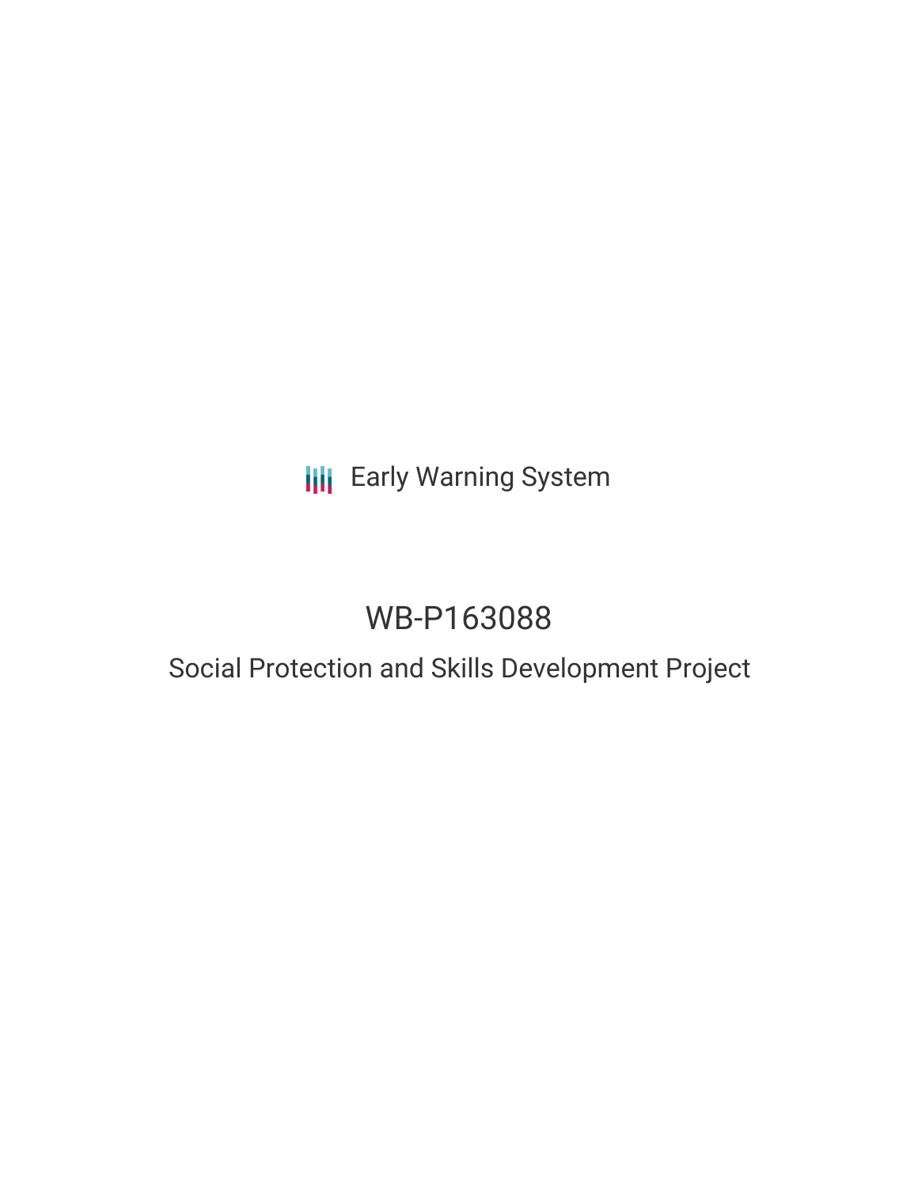Early Warning System

# WB-P163088

## Social Protection and Skills Development Project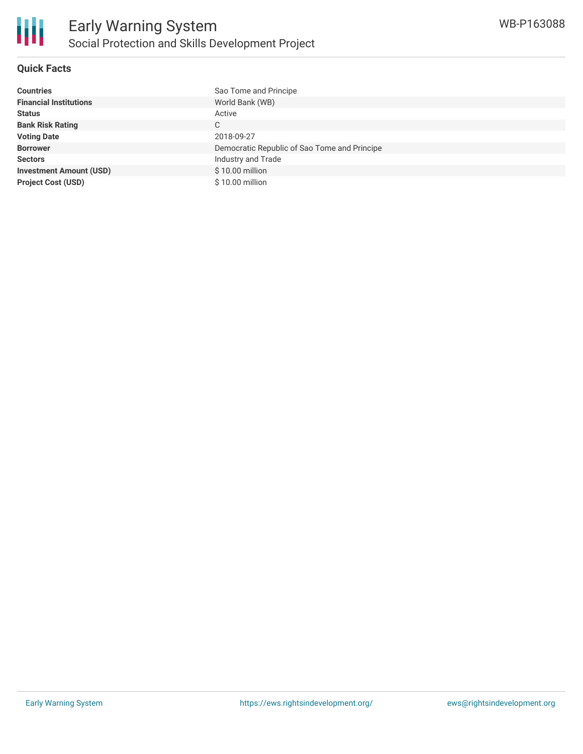# Early Warning System

## Social Protection and Skills Development Project

WB-P163088

### Quick Facts

| | |
|---|---|
| **Countries** | Sao Tome and Principe |
| **Financial Institutions** | World Bank (WB) |
| **Status** | Active |
| **Bank Risk Rating** | C |
| **Voting Date** | 2018-09-27 |
| **Borrower** | Democratic Republic of Sao Tome and Principe |
| **Sectors** | Industry and Trade |
| **Investment Amount (USD)** | $ 10.00 million |
| **Project Cost (USD)** | $ 10.00 million |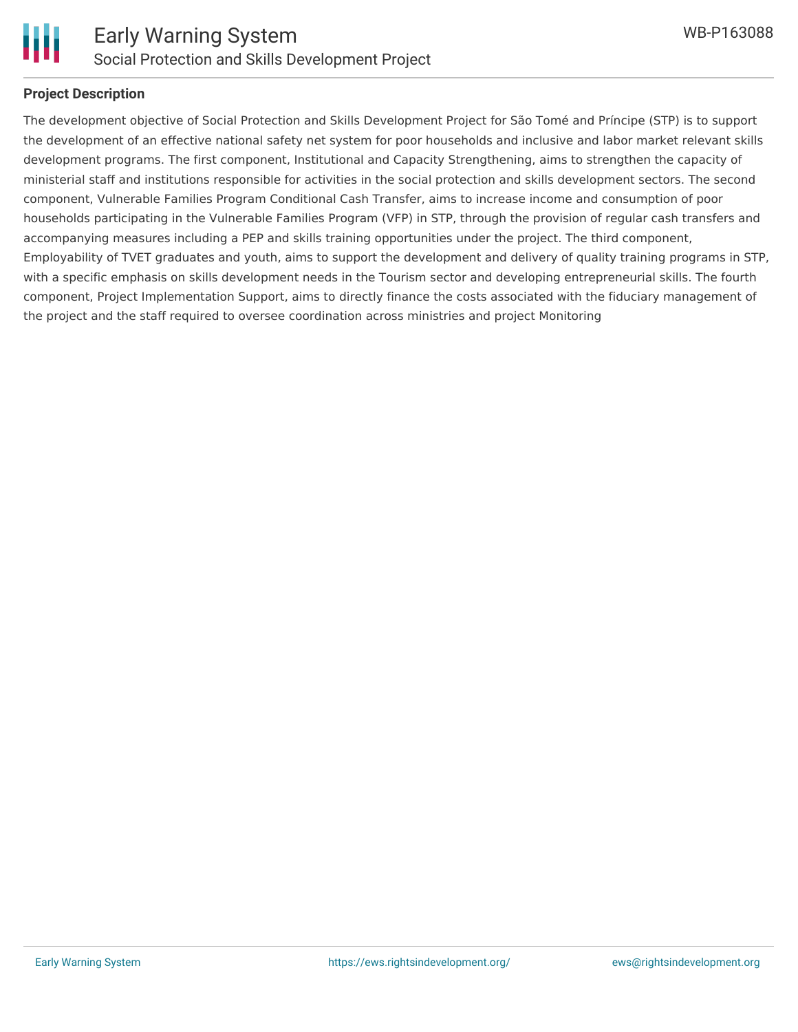**Project Description**

The development objective of Social Protection and Skills Development Project for São Tomé and Príncipe (STP) is to support the development of an effective national safety net system for poor households and inclusive and labor market relevant skills development programs. The first component, Institutional and Capacity Strengthening, aims to strengthen the capacity of ministerial staff and institutions responsible for activities in the social protection and skills development sectors. The second component, Vulnerable Families Program Conditional Cash Transfer, aims to increase income and consumption of poor households participating in the Vulnerable Families Program (VFP) in STP, through the provision of regular cash transfers and accompanying measures including a PEP and skills training opportunities under the project. The third component, Employability of TVET graduates and youth, aims to support the development and delivery of quality training programs in STP, with a specific emphasis on skills development needs in the Tourism sector and developing entrepreneurial skills. The fourth component, Project Implementation Support, aims to directly finance the costs associated with the fiduciary management of the project and the staff required to oversee coordination across ministries and project Monitoring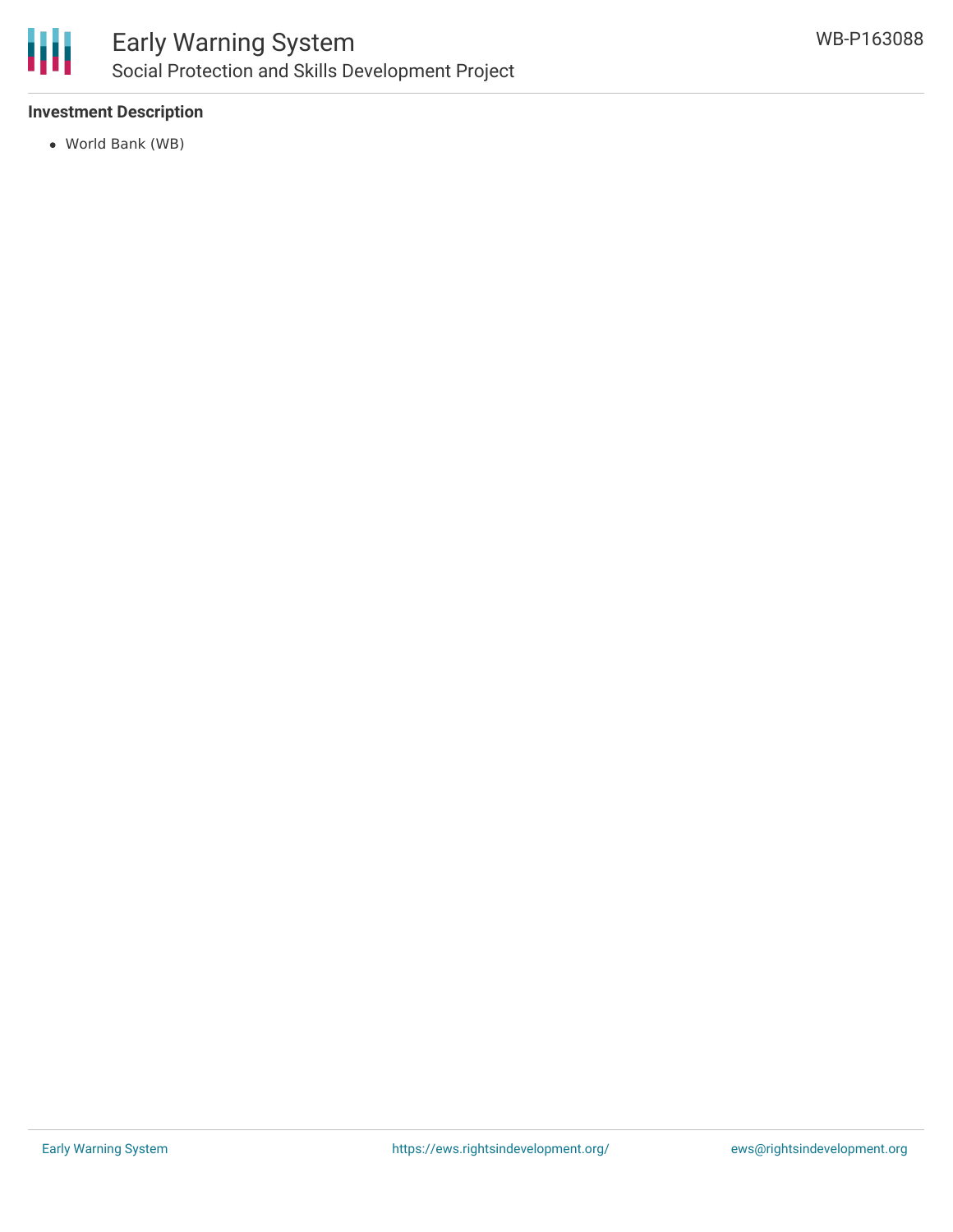### Investment Description

- World Bank (WB)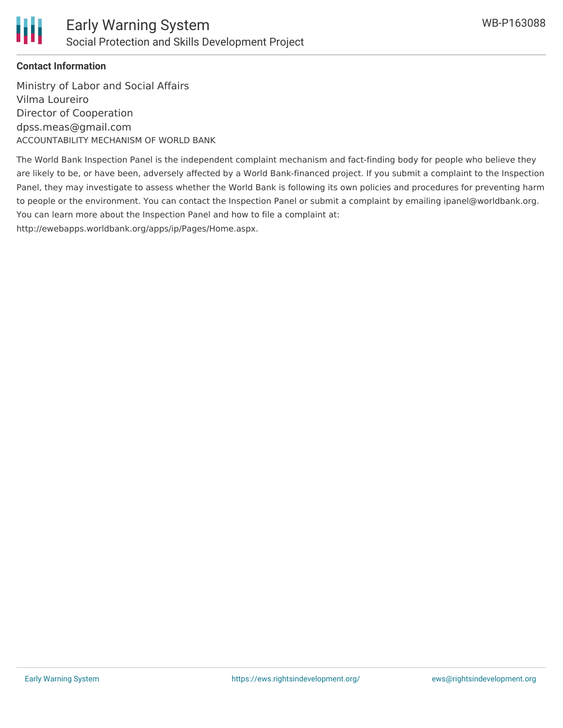**Contact Information**

Ministry of Labor and Social Affairs
Vilma Loureiro
Director of Cooperation
dpss.meas@gmail.com

ACCOUNTABILITY MECHANISM OF WORLD BANK

The World Bank Inspection Panel is the independent complaint mechanism and fact-finding body for people who believe they are likely to be, or have been, adversely affected by a World Bank-financed project. If you submit a complaint to the Inspection Panel, they may investigate to assess whether the World Bank is following its own policies and procedures for preventing harm to people or the environment. You can contact the Inspection Panel or submit a complaint by emailing ipanel@worldbank.org. You can learn more about the Inspection Panel and how to file a complaint at: http://ewebapps.worldbank.org/apps/ip/Pages/Home.aspx.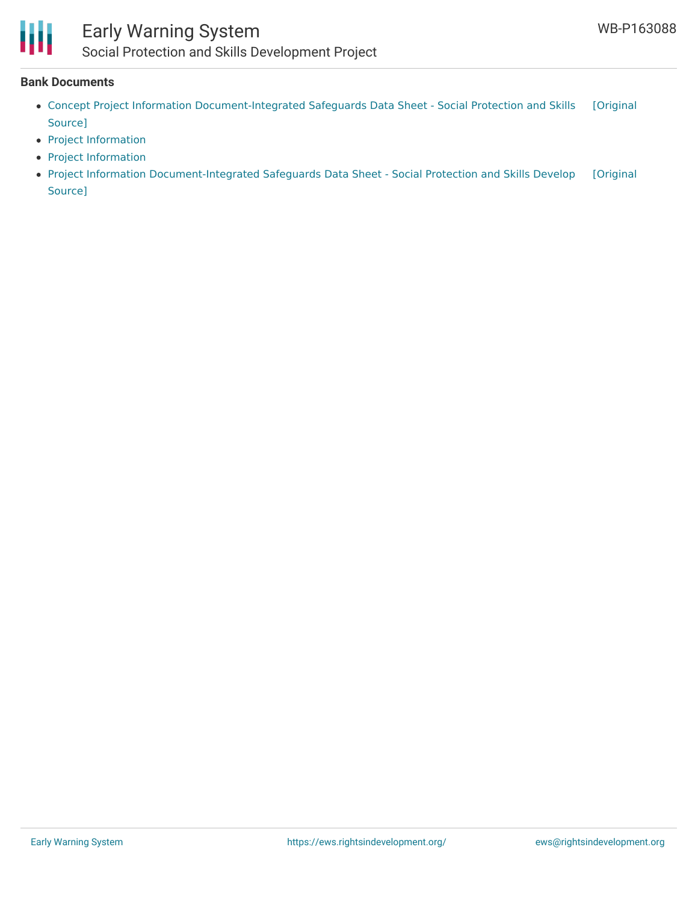**Bank Documents**

- Concept Project Information Document-Integrated Safeguards Data Sheet - Social Protection and Skills [Original Source]
- Project Information
- Project Information
- Project Information Document-Integrated Safeguards Data Sheet - Social Protection and Skills Develop [Original Source]